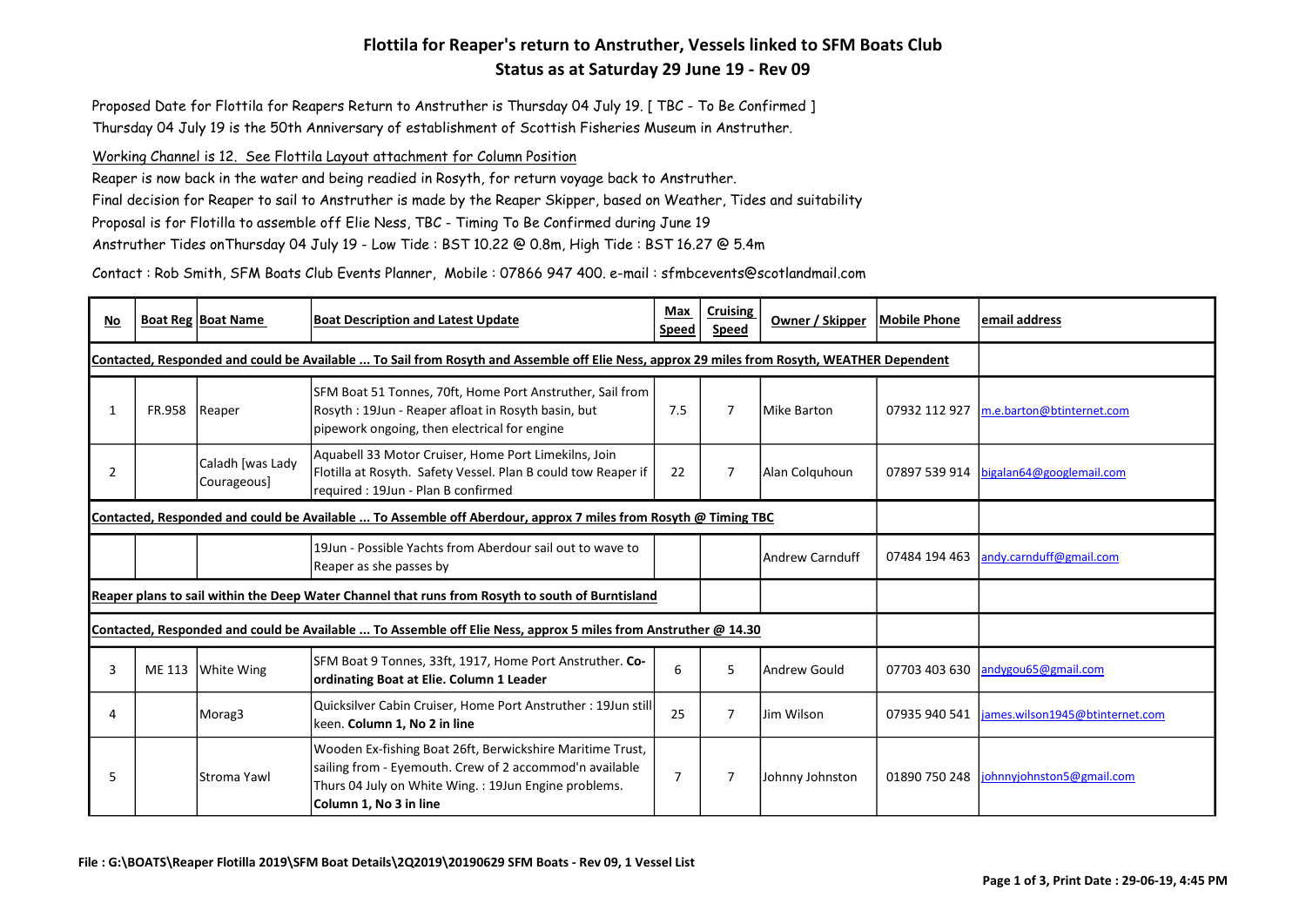# Flottila for Reaper's return to Anstruther, Vessels linked to SFM Boats Club

## Status as at Saturday 29 June 19 - Rev 09

Proposed Date for Flottila for Reapers Return to Anstruther is Thursday 04 July 19. [ TBC - To Be Confirmed ]
Thursday 04 July 19 is the 50th Anniversary of establishment of Scottish Fisheries Museum in Anstruther.

Working Channel is 12. See Flottila Layout attachment for Column Position

Reaper is now back in the water and being readied in Rosyth, for return voyage back to Anstruther.
Final decision for Reaper to sail to Anstruther is made by the Reaper Skipper, based on Weather, Tides and suitability
Proposal is for Flotilla to assemble off Elie Ness, TBC - Timing To Be Confirmed during June 19
Anstruther Tides onThursday 04 July 19 - Low Tide : BST 10.22 @ 0.8m, High Tide : BST 16.27 @ 5.4m

Contact : Rob Smith, SFM Boats Club Events Planner, Mobile : 07866 947 400. e-mail : sfmbcevents@scotlandmail.com

| No | Boat Reg | Boat Name | Boat Description and Latest Update | Max Speed | Cruising Speed | Owner / Skipper | Mobile Phone | email address |
|---|---|---|---|---|---|---|---|---|
| **Contacted, Responded and could be Available ... To Sail from Rosyth and Assemble off Elie Ness, approx 29 miles from Rosyth, WEATHER Dependent** | | | | | | | | |
| 1 | FR.958 | Reaper | SFM Boat 51 Tonnes, 70ft, Home Port Anstruther, Sail from Rosyth : 19Jun - Reaper afloat in Rosyth basin, but pipework ongoing, then electrical for engine | 7.5 | 7 | Mike Barton | 07932 112 927 | m.e.barton@btinternet.com |
| 2 | | Caladh [was Lady Courageous] | Aquabell 33 Motor Cruiser, Home Port Limekilns, Join Flotilla at Rosyth. Safety Vessel. Plan B could tow Reaper if required : 19Jun - Plan B confirmed | 22 | 7 | Alan Colquhoun | 07897 539 914 | bigalan64@googlemail.com |
| **Contacted, Responded and could be Available ... To Assemble off Aberdour, approx 7 miles from Rosyth @ Timing TBC** | | | | | | | | |
| | | | 19Jun - Possible Yachts from Aberdour sail out to wave to Reaper as she passes by | | | Andrew Carnduff | 07484 194 463 | andy.carnduff@gmail.com |
| **Reaper plans to sail within the Deep Water Channel that runs from Rosyth to south of Burntisland** | | | | | | | | |
| **Contacted, Responded and could be Available ... To Assemble off Elie Ness, approx 5 miles from Anstruther @ 14.30** | | | | | | | | |
| 3 | ME 113 | White Wing | SFM Boat 9 Tonnes, 33ft, 1917, Home Port Anstruther. **Co-ordinating Boat at Elie. Column 1 Leader** | 6 | 5 | Andrew Gould | 07703 403 630 | andygou65@gmail.com |
| 4 | | Morag3 | Quicksilver Cabin Cruiser, Home Port Anstruther : 19Jun still keen. **Column 1, No 2 in line** | 25 | 7 | Jim Wilson | 07935 940 541 | james.wilson1945@btinternet.com |
| 5 | | Stroma Yawl | Wooden Ex-fishing Boat 26ft, Berwickshire Maritime Trust, sailing from - Eyemouth. Crew of 2 accommod'n available Thurs 04 July on White Wing. : 19Jun Engine problems. **Column 1, No 3 in line** | 7 | 7 | Johnny Johnston | 01890 750 248 | johnnyjohnston5@gmail.com |

**File : G:\BOATS\Reaper Flotilla 2019\SFM Boat Details\2Q2019\20190629 SFM Boats - Rev 09, 1 Vessel List**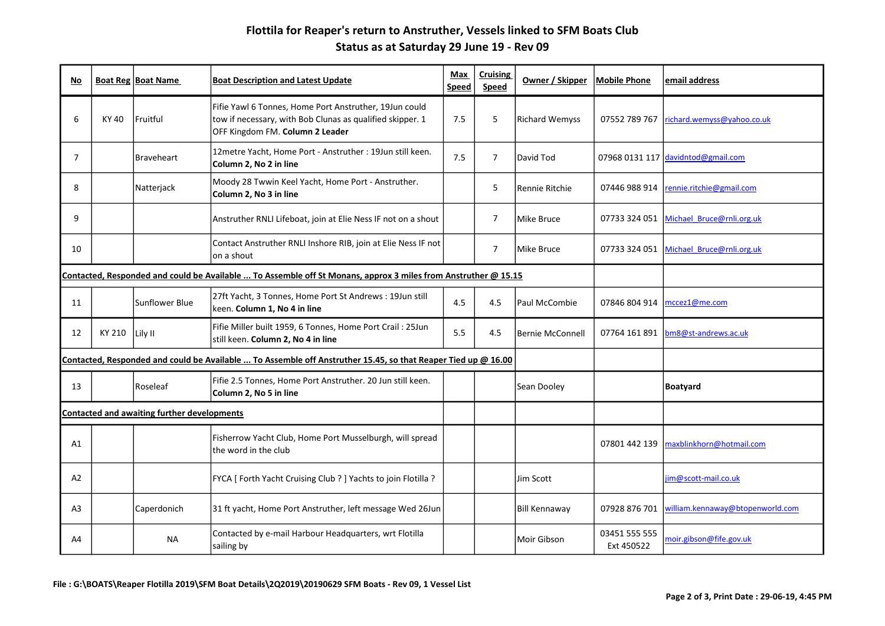# Flottila for Reaper's return to Anstruther, Vessels linked to SFM Boats Club

## Status as at Saturday 29 June 19 - Rev 09

| No | Boat Reg | Boat Name | Boat Description and Latest Update | Max Speed | Cruising Speed | Owner / Skipper | Mobile Phone | email address |
|---|---|---|---|---|---|---|---|---|
| 6 | KY 40 | Fruitful | Fifie Yawl 6 Tonnes, Home Port Anstruther, 19Jun could tow if necessary, with Bob Clunas as qualified skipper. 1 OFF Kingdom FM. **Column 2 Leader** | 7.5 | 5 | Richard Wemyss | 07552 789 767 | richard.wemyss@yahoo.co.uk |
| 7 | | Braveheart | 12metre Yacht, Home Port - Anstruther : 19Jun still keen. **Column 2, No 2 in line** | 7.5 | 7 | David Tod | 07968 0131 117 | davidntod@gmail.com |
| 8 | | Natterjack | Moody 28 Twwin Keel Yacht, Home Port - Anstruther. **Column 2, No 3 in line** | | 5 | Rennie Ritchie | 07446 988 914 | rennie.ritchie@gmail.com |
| 9 | | | Anstruther RNLI Lifeboat, join at Elie Ness IF not on a shout | | 7 | Mike Bruce | 07733 324 051 | Michael_Bruce@rnli.org.uk |
| 10 | | | Contact Anstruther RNLI Inshore RIB, join at Elie Ness IF not on a shout | | 7 | Mike Bruce | 07733 324 051 | Michael_Bruce@rnli.org.uk |
| **Contacted, Responded and could be Available ... To Assemble off St Monans, approx 3 miles from Anstruther @ 15.15** | | | | | | | | |
| 11 | | Sunflower Blue | 27ft Yacht, 3 Tonnes, Home Port St Andrews : 19Jun still keen. **Column 1, No 4 in line** | 4.5 | 4.5 | Paul McCombie | 07846 804 914 | mccez1@me.com |
| 12 | KY 210 | Lily II | Fifie Miller built 1959, 6 Tonnes, Home Port Crail : 25Jun still keen. **Column 2, No 4 in line** | 5.5 | 4.5 | Bernie McConnell | 07764 161 891 | bm8@st-andrews.ac.uk |
| **Contacted, Responded and could be Available ... To Assemble off Anstruther 15.45, so that Reaper Tied up @ 16.00** | | | | | | | | |
| 13 | | Roseleaf | Fifie 2.5 Tonnes, Home Port Anstruther. 20 Jun still keen. **Column 2, No 5 in line** | | | Sean Dooley | | **Boatyard** |
| **Contacted and awaiting further developments** | | | | | | | | |
| A1 | | | Fisherrow Yacht Club, Home Port Musselburgh, will spread the word in the club | | | | 07801 442 139 | maxblinkhorn@hotmail.com |
| A2 | | | FYCA [ Forth Yacht Cruising Club ? ] Yachts to join Flotilla ? | | | Jim Scott | | jim@scott-mail.co.uk |
| A3 | | Caperdonich | 31 ft yacht, Home Port Anstruther, left message Wed 26Jun | | | Bill Kennaway | 07928 876 701 | william.kennaway@btopenworld.com |
| A4 | | NA | Contacted by e-mail Harbour Headquarters, wrt Flotilla sailing by | | | Moir Gibson | 03451 555 555 Ext 450522 | moir.gibson@fife.gov.uk |

File : G:\BOATS\Reaper Flotilla 2019\SFM Boat Details\2Q2019\20190629 SFM Boats - Rev 09, 1 Vessel List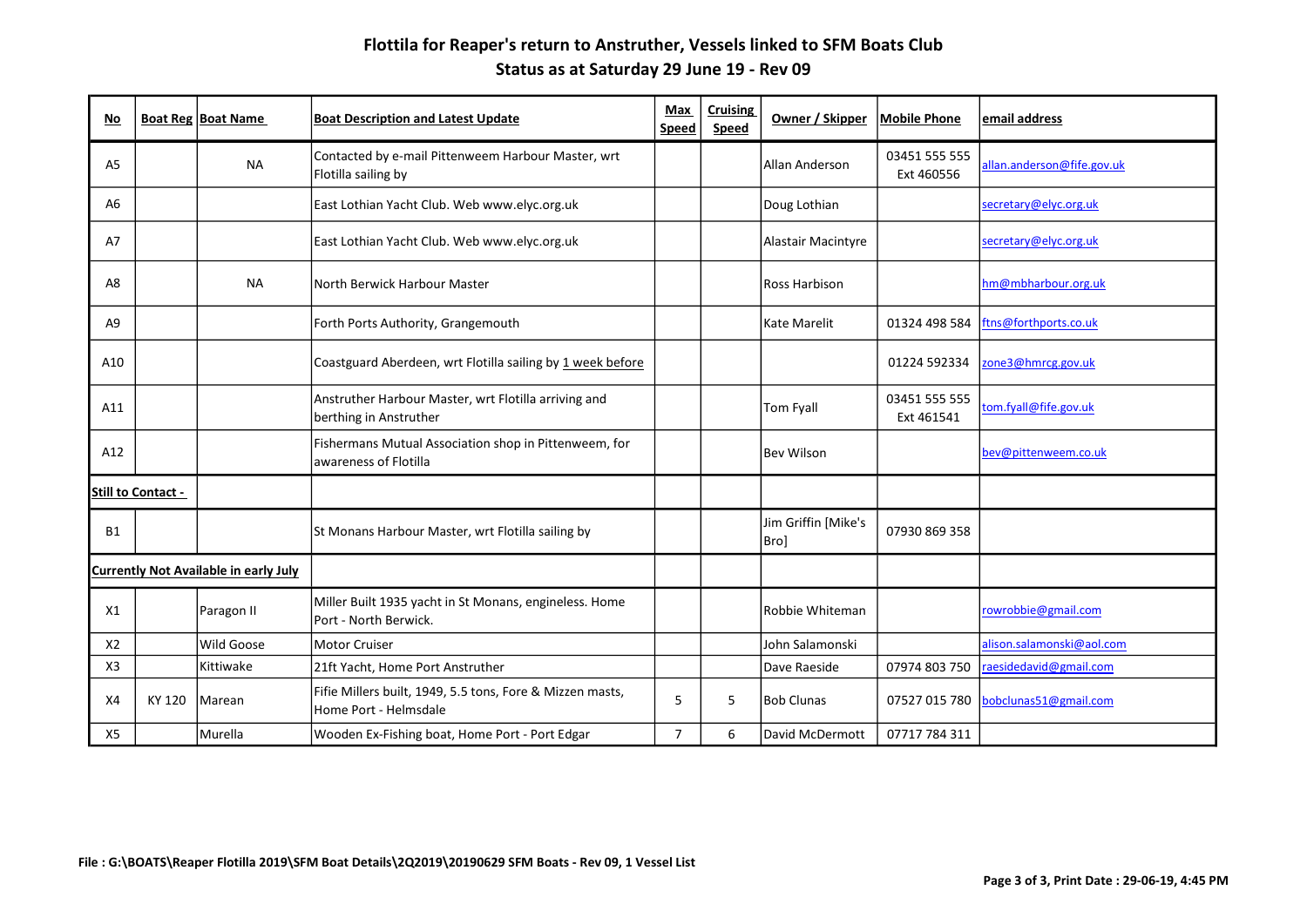# Flottila for Reaper's return to Anstruther, Vessels linked to SFM Boats Club

## Status as at Saturday 29 June 19 - Rev 09

| No | Boat Reg | Boat Name | Boat Description and Latest Update | Max Speed | Cruising Speed | Owner / Skipper | Mobile Phone | email address |
|---|---|---|---|---|---|---|---|---|
| A5 | | NA | Contacted by e-mail Pittenweem Harbour Master, wrt Flotilla sailing by | | | Allan Anderson | 03451 555 555 Ext 460556 | allan.anderson@fife.gov.uk |
| A6 | | | East Lothian Yacht Club. Web www.elyc.org.uk | | | Doug Lothian | | secretary@elyc.org.uk |
| A7 | | | East Lothian Yacht Club. Web www.elyc.org.uk | | | Alastair Macintyre | | secretary@elyc.org.uk |
| A8 | | NA | North Berwick Harbour Master | | | Ross Harbison | | hm@mbharbour.org.uk |
| A9 | | | Forth Ports Authority, Grangemouth | | | Kate Marelit | 01324 498 584 | ftns@forthports.co.uk |
| A10 | | | Coastguard Aberdeen, wrt Flotilla sailing by 1 week before | | | | 01224 592334 | zone3@hmrcg.gov.uk |
| A11 | | | Anstruther Harbour Master, wrt Flotilla arriving and berthing in Anstruther | | | Tom Fyall | 03451 555 555 Ext 461541 | tom.fyall@fife.gov.uk |
| A12 | | | Fishermans Mutual Association shop in Pittenweem, for awareness of Flotilla | | | Bev Wilson | | bev@pittenweem.co.uk |
| **Still to Contact -** | | | | | | | | |
| B1 | | | St Monans Harbour Master, wrt Flotilla sailing by | | | Jim Griffin [Mike's Bro] | 07930 869 358 | |
| **Currently Not Available in early July** | | | | | | | | |
| X1 | | Paragon II | Miller Built 1935 yacht in St Monans, engineless. Home Port - North Berwick. | | | Robbie Whiteman | | rowrobbie@gmail.com |
| X2 | | Wild Goose | Motor Cruiser | | | John Salamonski | | alison.salamonski@aol.com |
| X3 | | Kittiwake | 21ft Yacht, Home Port Anstruther | | | Dave Raeside | 07974 803 750 | raesidedavid@gmail.com |
| X4 | KY 120 | Marean | Fifie Millers built, 1949, 5.5 tons, Fore & Mizzen masts, Home Port - Helmsdale | 5 | 5 | Bob Clunas | 07527 015 780 | bobclunas51@gmail.com |
| X5 | | Murella | Wooden Ex-Fishing boat, Home Port - Port Edgar | 7 | 6 | David McDermott | 07717 784 311 | |

**File : G:\BOATS\Reaper Flotilla 2019\SFM Boat Details\2Q2019\20190629 SFM Boats - Rev 09, 1 Vessel List**

**Print Date : 29-06-19, 4:45 PM**